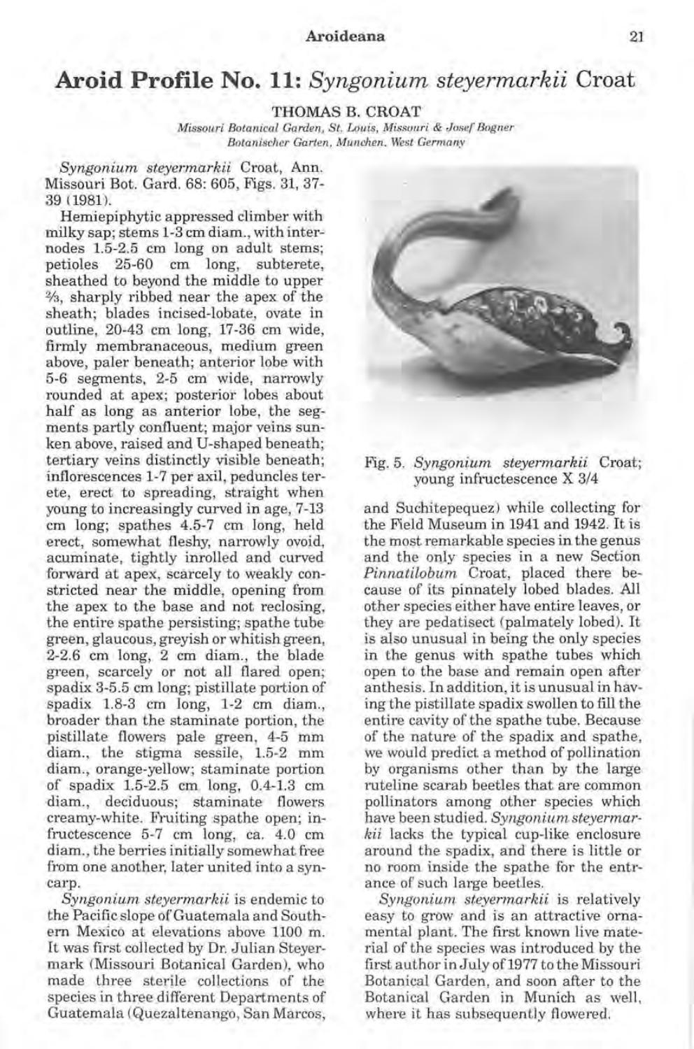# Aroid Profile No. 11: *Syngonium steyermarkii* Croat

THOMAS B. CROAT

*Missouri Botanical Garden, St. Louis, Missouri & Josef Bogner Botanischer Garten, Munchen, West Germany*

*Syngonium steyermarkii* Croat, Ann. Missouri Bot. Gard. 68: 605, Figs. 31, 37-39 (1981).

Hemiepiphytic appressed climber with milky sap; stems 1-3 cm diam., with internodes 1.5-2.5 cm long on adult stems; petioles 25-60 cm long, subterete, sheathed to beyond the middle to upper ⅔, sharply ribbed near the apex of the sheath; blades incised-lobate, ovate in outline, 20-43 cm long, 17-36 cm wide, firmly membranaceous, medium green above, paler beneath; anterior lobe with 5-6 segments, 2-5 cm wide, narrowly rounded at apex; posterior lobes about half as long as anterior lobe, the segments partly confluent; major veins sunken above, raised and U-shaped beneath; tertiary veins distinctly visible beneath; inflorescences 1-7 per axil, peduncles terete, erect to spreading, straight when young to increasingly curved in age, 7-13 cm long; spathes 4.5-7 cm long, held erect, somewhat fleshy, narrowly ovoid, acuminate, tightly inrolled and curved forward at apex, scarcely to weakly constricted near the middle, opening from the apex to the base and not reclosing, the entire spathe persisting; spathe tube green, glaucous, greyish or whitish green, 2-2.6 cm long, 2 cm diam., the blade green, scarcely or not all flared open; spadix 3-5.5 cm long; pistillate portion of spadix 1.8-3 cm long, 1-2 cm diam., broader than the staminate portion, the pistillate flowers pale green, 4-5 mm diam., the stigma sessile, 1.5-2 mm diam., orange-yellow; staminate portion of spadix 1.5-2.5 cm long, 0.4-1.3 cm diam., deciduous; staminate flowers creamy-white. Fruiting spathe open; infructescence 5-7 cm long, ca. 4.0 cm diam., the berries initially somewhat free from one another, later united into a syncarp.

*Syngonium steyermarkii* is endemic to the Pacific slope of Guatemala and Southern Mexico at elevations above 1100 m. It was first collected by Dr. Julian Steyermark (Missouri Botanical Garden), who made three sterile collections of the species in three different Departments of Guatemala (Quezaltenango, San Marcos, and Suchitepequez) while collecting for the Field Museum in 1941 and 1942. It is the most remarkable species in the genus and the only species in a new Section *Pinnatilobum* Croat, placed there because of its pinnately lobed blades. All other species either have entire leaves, or they are pedatisect (palmately lobed). It is also unusual in being the only species in the genus with spathe tubes which open to the base and remain open after anthesis. In addition, it is unusual in having the pistillate spadix swollen to fill the entire cavity of the spathe tube. Because of the nature of the spadix and spathe, we would predict a method of pollination by organisms other than by the large ruteline scarab beetles that are common pollinators among other species which have been studied. *Syngonium steyermarkii* lacks the typical cup-like enclosure around the spadix, and there is little or no room inside the spathe for the entrance of such large beetles.

Fig. 5. *Syngonium steyermarkii* Croat; young infructescence X 3/4

*Syngonium steyermarkii* is relatively easy to grow and is an attractive ornamental plant. The first known live material of the species was introduced by the first author in July of 1977 to the Missouri Botanical Garden, and soon after to the Botanical Garden in Munich as well, where it has subsequently flowered.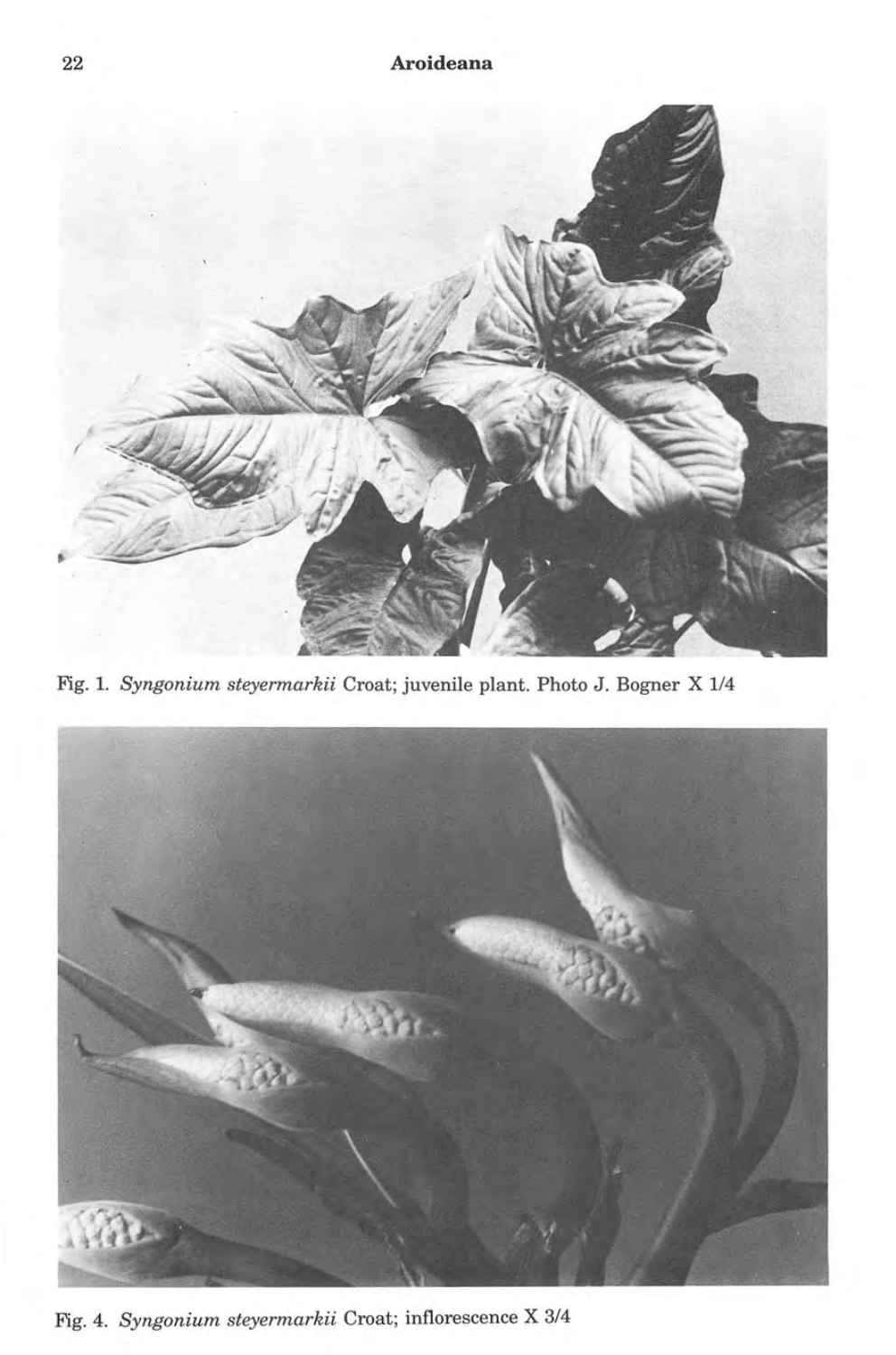Fig. 1. *Syngonium steyermarkii* Croat; juvenile plant. Photo J. Bogner X 1/4

Fig. 4. *Syngonium steyermarkii* Croat; inflorescence X 3/4